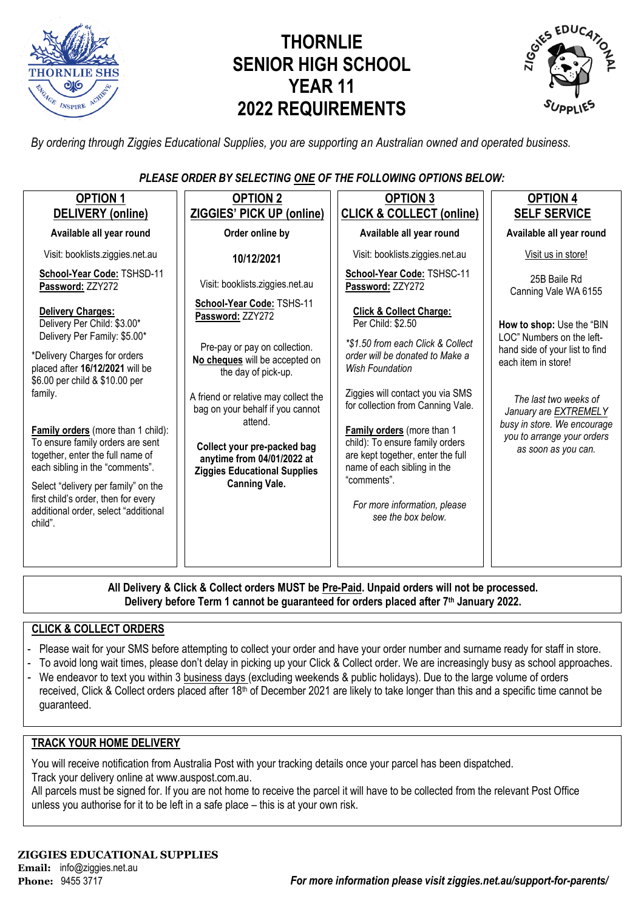# THORNLIE SENIOR HIGH SCHOOL YEAR 11 2022 REQUIREMENTS

*By ordering through Ziggies Educational Supplies, you are supporting an Australian owned and operated business.*

***PLEASE ORDER BY SELECTING ONE OF THE FOLLOWING OPTIONS BELOW:***

| OPTION 1 DELIVERY (online) | OPTION 2 ZIGGIES' PICK UP (online) | OPTION 3 CLICK & COLLECT (online) | OPTION 4 SELF SERVICE |
|---|---|---|---|
| **Available all year round**<br><br>Visit: booklists.ziggies.net.au<br><br>**School-Year Code:** TSHSD-11<br>**Password:** ZZY272<br><br>**Delivery Charges:**<br>Delivery Per Child: $3.00*<br>Delivery Per Family: $5.00*<br><br>*Delivery Charges for orders placed after **16/12/2021** will be $6.00 per child & $10.00 per family.<br><br>**Family orders** (more than 1 child): To ensure family orders are sent together, enter the full name of each sibling in the "comments".<br><br>Select "delivery per family" on the first child's order, then for every additional order, select "additional child". | **Order online by**<br><br>**10/12/2021**<br><br>Visit: booklists.ziggies.net.au<br><br>**School-Year Code:** TSHS-11<br>**Password:** ZZY272<br><br>Pre-pay or pay on collection. **No cheques** will be accepted on the day of pick-up.<br><br>A friend or relative may collect the bag on your behalf if you cannot attend.<br><br>**Collect your pre-packed bag anytime from 04/01/2022 at Ziggies Educational Supplies Canning Vale.** | **Available all year round**<br><br>Visit: booklists.ziggies.net.au<br><br>**School-Year Code:** TSHSC-11<br>**Password:** ZZY272<br><br>**Click & Collect Charge:**<br>Per Child: $2.50<br><br>*\*$1.50 from each Click & Collect order will be donated to Make a Wish Foundation*<br><br>Ziggies will contact you via SMS for collection from Canning Vale.<br><br>**Family orders** (more than 1 child): To ensure family orders are kept together, enter the full name of each sibling in the "comments".<br><br>*For more information, please see the box below.* | **Available all year round**<br><br>Visit us in store!<br><br>25B Baile Rd<br>Canning Vale WA 6155<br><br>**How to shop:** Use the "BIN LOC" Numbers on the left-hand side of your list to find each item in store!<br><br>*The last two weeks of January are EXTREMELY busy in store. We encourage you to arrange your orders as soon as you can.* |

**All Delivery & Click & Collect orders MUST be Pre-Paid. Unpaid orders will not be processed.**
**Delivery before Term 1 cannot be guaranteed for orders placed after 7th January 2022.**

## CLICK & COLLECT ORDERS

- Please wait for your SMS before attempting to collect your order and have your order number and surname ready for staff in store.
- To avoid long wait times, please don't delay in picking up your Click & Collect order. We are increasingly busy as school approaches.
- We endeavor to text you within 3 business days (excluding weekends & public holidays). Due to the large volume of orders received, Click & Collect orders placed after 18th of December 2021 are likely to take longer than this and a specific time cannot be guaranteed.

## TRACK YOUR HOME DELIVERY

You will receive notification from Australia Post with your tracking details once your parcel has been dispatched.
Track your delivery online at www.auspost.com.au.
All parcels must be signed for. If you are not home to receive the parcel it will have to be collected from the relevant Post Office unless you authorise for it to be left in a safe place – this is at your own risk.

**ZIGGIES EDUCATIONAL SUPPLIES**
**Email:** info@ziggies.net.au
**Phone:** 9455 3717

***For more information please visit ziggies.net.au/support-for-parents/***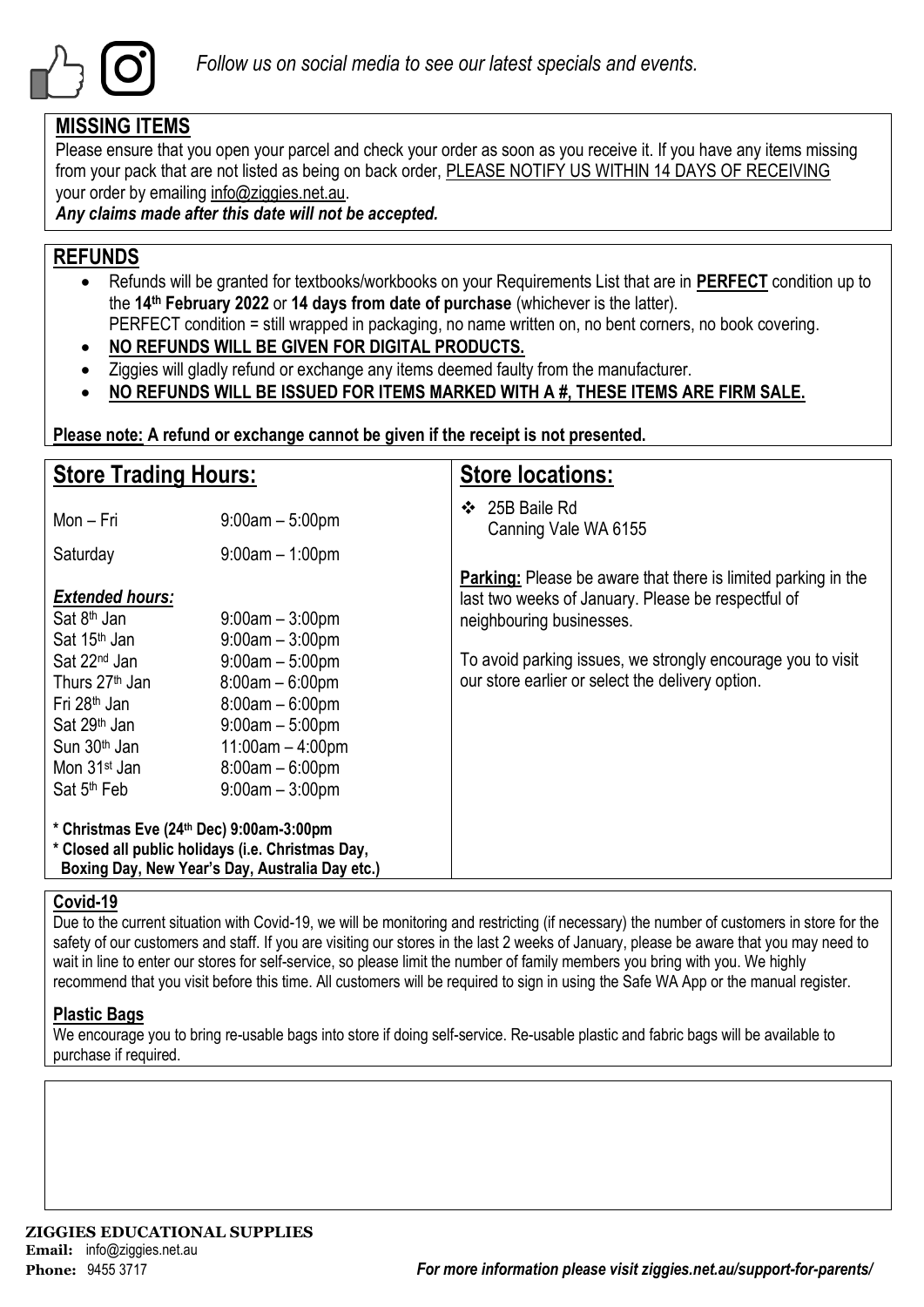*Follow us on social media to see our latest specials and events.*

## MISSING ITEMS

Please ensure that you open your parcel and check your order as soon as you receive it. If you have any items missing from your pack that are not listed as being on back order, PLEASE NOTIFY US WITHIN 14 DAYS OF RECEIVING your order by emailing info@ziggies.net.au.

***Any claims made after this date will not be accepted.***

## REFUNDS

- Refunds will be granted for textbooks/workbooks on your Requirements List that are in **PERFECT** condition up to the **14th February 2022** or **14 days from date of purchase** (whichever is the latter).
  PERFECT condition = still wrapped in packaging, no name written on, no bent corners, no book covering.
- **NO REFUNDS WILL BE GIVEN FOR DIGITAL PRODUCTS.**
- Ziggies will gladly refund or exchange any items deemed faulty from the manufacturer.
- **NO REFUNDS WILL BE ISSUED FOR ITEMS MARKED WITH A #, THESE ITEMS ARE FIRM SALE.**

**Please note: A refund or exchange cannot be given if the receipt is not presented.**

## Store Trading Hours:

| | |
|---|---|
| Mon – Fri | 9:00am – 5:00pm |
| Saturday | 9:00am – 1:00pm |

***Extended hours:***

| | |
|---|---|
| Sat 8th Jan | 9:00am – 3:00pm |
| Sat 15th Jan | 9:00am – 3:00pm |
| Sat 22nd Jan | 9:00am – 5:00pm |
| Thurs 27th Jan | 8:00am – 6:00pm |
| Fri 28th Jan | 8:00am – 6:00pm |
| Sat 29th Jan | 9:00am – 5:00pm |
| Sun 30th Jan | 11:00am – 4:00pm |
| Mon 31st Jan | 8:00am – 6:00pm |
| Sat 5th Feb | 9:00am – 3:00pm |

**\* Christmas Eve (24th Dec) 9:00am-3:00pm**
**\* Closed all public holidays (i.e. Christmas Day, Boxing Day, New Year's Day, Australia Day etc.)**

## Store locations:

- 25B Baile Rd
  Canning Vale WA 6155

**Parking:** Please be aware that there is limited parking in the last two weeks of January. Please be respectful of neighbouring businesses.

To avoid parking issues, we strongly encourage you to visit our store earlier or select the delivery option.

### Covid-19

Due to the current situation with Covid-19, we will be monitoring and restricting (if necessary) the number of customers in store for the safety of our customers and staff. If you are visiting our stores in the last 2 weeks of January, please be aware that you may need to wait in line to enter our stores for self-service, so please limit the number of family members you bring with you. We highly recommend that you visit before this time. All customers will be required to sign in using the Safe WA App or the manual register.

### Plastic Bags

We encourage you to bring re-usable bags into store if doing self-service. Re-usable plastic and fabric bags will be available to purchase if required.

**ZIGGIES EDUCATIONAL SUPPLIES**
**Email:** info@ziggies.net.au
**Phone:** 9455 3717

***For more information please visit ziggies.net.au/support-for-parents/***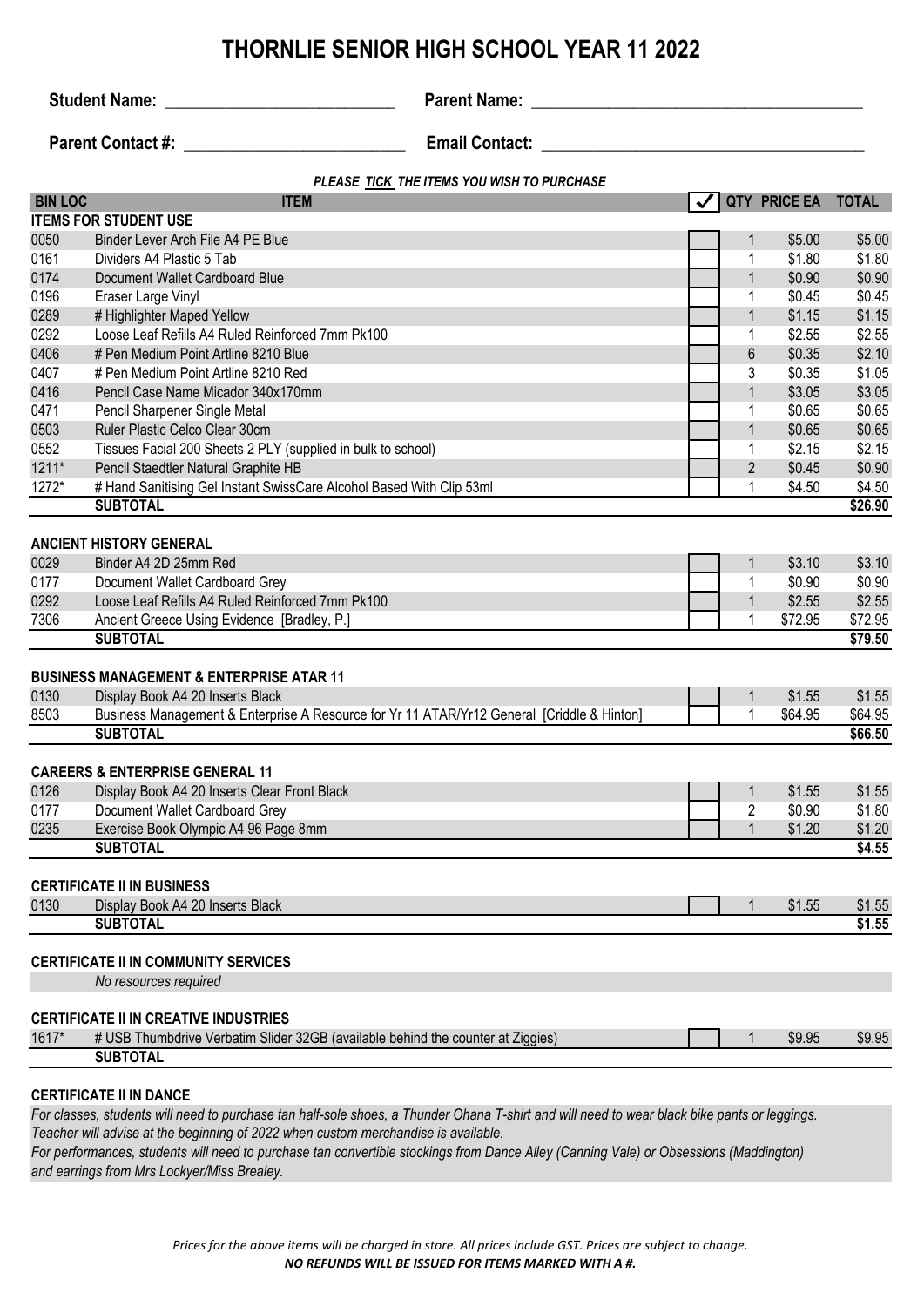# THORNLIE SENIOR HIGH SCHOOL YEAR 11 2022

**Student Name:** ___________________________ **Parent Name:** _______________________________________

**Parent Contact #:** __________________________ **Email Contact:** _____________________________________

***PLEASE TICK THE ITEMS YOU WISH TO PURCHASE***

| BIN LOC | ITEM | ✓ | QTY | PRICE EA | TOTAL |
|---|---|---|---|---|---|
| **ITEMS FOR STUDENT USE** | | | | | |
| 0050 | Binder Lever Arch File A4 PE Blue | | 1 | $5.00 | $5.00 |
| 0161 | Dividers A4 Plastic 5 Tab | | 1 | $1.80 | $1.80 |
| 0174 | Document Wallet Cardboard Blue | | 1 | $0.90 | $0.90 |
| 0196 | Eraser Large Vinyl | | 1 | $0.45 | $0.45 |
| 0289 | # Highlighter Maped Yellow | | 1 | $1.15 | $1.15 |
| 0292 | Loose Leaf Refills A4 Ruled Reinforced 7mm Pk100 | | 1 | $2.55 | $2.55 |
| 0406 | # Pen Medium Point Artline 8210 Blue | | 6 | $0.35 | $2.10 |
| 0407 | # Pen Medium Point Artline 8210 Red | | 3 | $0.35 | $1.05 |
| 0416 | Pencil Case Name Micador 340x170mm | | 1 | $3.05 | $3.05 |
| 0471 | Pencil Sharpener Single Metal | | 1 | $0.65 | $0.65 |
| 0503 | Ruler Plastic Celco Clear 30cm | | 1 | $0.65 | $0.65 |
| 0552 | Tissues Facial 200 Sheets 2 PLY (supplied in bulk to school) | | 1 | $2.15 | $2.15 |
| 1211* | Pencil Staedtler Natural Graphite HB | | 2 | $0.45 | $0.90 |
| 1272* | # Hand Sanitising Gel Instant SwissCare Alcohol Based With Clip 53ml | | 1 | $4.50 | $4.50 |
| | **SUBTOTAL** | | | | **$26.90** |
| **ANCIENT HISTORY GENERAL** | | | | | |
| 0029 | Binder A4 2D 25mm Red | | 1 | $3.10 | $3.10 |
| 0177 | Document Wallet Cardboard Grey | | 1 | $0.90 | $0.90 |
| 0292 | Loose Leaf Refills A4 Ruled Reinforced 7mm Pk100 | | 1 | $2.55 | $2.55 |
| 7306 | Ancient Greece Using Evidence [Bradley, P.] | | 1 | $72.95 | $72.95 |
| | **SUBTOTAL** | | | | **$79.50** |
| **BUSINESS MANAGEMENT & ENTERPRISE ATAR 11** | | | | | |
| 0130 | Display Book A4 20 Inserts Black | | 1 | $1.55 | $1.55 |
| 8503 | Business Management & Enterprise A Resource for Yr 11 ATAR/Yr12 General [Criddle & Hinton] | | 1 | $64.95 | $64.95 |
| | **SUBTOTAL** | | | | **$66.50** |
| **CAREERS & ENTERPRISE GENERAL 11** | | | | | |
| 0126 | Display Book A4 20 Inserts Clear Front Black | | 1 | $1.55 | $1.55 |
| 0177 | Document Wallet Cardboard Grey | | 2 | $0.90 | $1.80 |
| 0235 | Exercise Book Olympic A4 96 Page 8mm | | 1 | $1.20 | $1.20 |
| | **SUBTOTAL** | | | | **$4.55** |
| **CERTIFICATE II IN BUSINESS** | | | | | |
| 0130 | Display Book A4 20 Inserts Black | | 1 | $1.55 | $1.55 |
| | **SUBTOTAL** | | | | **$1.55** |
| **CERTIFICATE II IN COMMUNITY SERVICES** | | | | | |
| | *No resources required* | | | | |
| **CERTIFICATE II IN CREATIVE INDUSTRIES** | | | | | |
| 1617* | # USB Thumbdrive Verbatim Slider 32GB (available behind the counter at Ziggies) | | 1 | $9.95 | $9.95 |
| | **SUBTOTAL** | | | | |

**CERTIFICATE II IN DANCE**

*For classes, students will need to purchase tan half-sole shoes, a Thunder Ohana T-shirt and will need to wear black bike pants or leggings. Teacher will advise at the beginning of 2022 when custom merchandise is available.*
*For performances, students will need to purchase tan convertible stockings from Dance Alley (Canning Vale) or Obsessions (Maddington) and earrings from Mrs Lockyer/Miss Brealey.*

*Prices for the above items will be charged in store. All prices include GST. Prices are subject to change.*
***NO REFUNDS WILL BE ISSUED FOR ITEMS MARKED WITH A #.***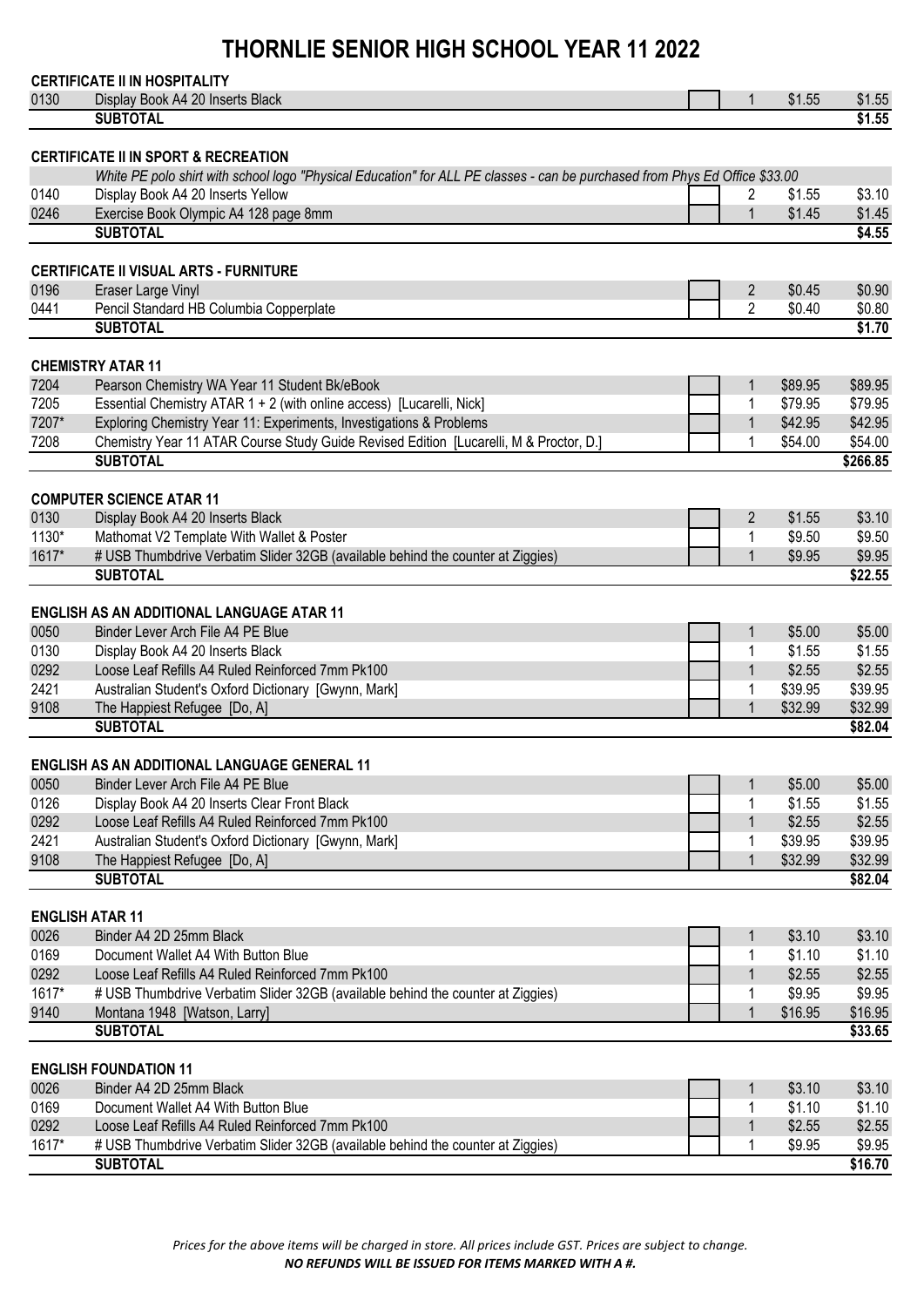# THORNLIE SENIOR HIGH SCHOOL YEAR 11 2022

### CERTIFICATE II IN HOSPITALITY

| Code | Item | | Qty | Price | Total |
|---|---|---|---|---|---|
| 0130 | Display Book A4 20 Inserts Black | | 1 | $1.55 | $1.55 |
| | **SUBTOTAL** | | | | **$1.55** |

### CERTIFICATE II IN SPORT & RECREATION

*White PE polo shirt with school logo "Physical Education" for ALL PE classes - can be purchased from Phys Ed Office $33.00*

| Code | Item | | Qty | Price | Total |
|---|---|---|---|---|---|
| 0140 | Display Book A4 20 Inserts Yellow | | 2 | $1.55 | $3.10 |
| 0246 | Exercise Book Olympic A4 128 page 8mm | | 1 | $1.45 | $1.45 |
| | **SUBTOTAL** | | | | **$4.55** |

### CERTIFICATE II VISUAL ARTS - FURNITURE

| Code | Item | | Qty | Price | Total |
|---|---|---|---|---|---|
| 0196 | Eraser Large Vinyl | | 2 | $0.45 | $0.90 |
| 0441 | Pencil Standard HB Columbia Copperplate | | 2 | $0.40 | $0.80 |
| | **SUBTOTAL** | | | | **$1.70** |

### CHEMISTRY ATAR 11

| Code | Item | | Qty | Price | Total |
|---|---|---|---|---|---|
| 7204 | Pearson Chemistry WA Year 11 Student Bk/eBook | | 1 | $89.95 | $89.95 |
| 7205 | Essential Chemistry ATAR 1 + 2 (with online access) [Lucarelli, Nick] | | 1 | $79.95 | $79.95 |
| 7207* | Exploring Chemistry Year 11: Experiments, Investigations & Problems | | 1 | $42.95 | $42.95 |
| 7208 | Chemistry Year 11 ATAR Course Study Guide Revised Edition [Lucarelli, M & Proctor, D.] | | 1 | $54.00 | $54.00 |
| | **SUBTOTAL** | | | | **$266.85** |

### COMPUTER SCIENCE ATAR 11

| Code | Item | | Qty | Price | Total |
|---|---|---|---|---|---|
| 0130 | Display Book A4 20 Inserts Black | | 2 | $1.55 | $3.10 |
| 1130* | Mathomat V2 Template With Wallet & Poster | | 1 | $9.50 | $9.50 |
| 1617* | # USB Thumbdrive Verbatim Slider 32GB (available behind the counter at Ziggies) | | 1 | $9.95 | $9.95 |
| | **SUBTOTAL** | | | | **$22.55** |

### ENGLISH AS AN ADDITIONAL LANGUAGE ATAR 11

| Code | Item | | Qty | Price | Total |
|---|---|---|---|---|---|
| 0050 | Binder Lever Arch File A4 PE Blue | | 1 | $5.00 | $5.00 |
| 0130 | Display Book A4 20 Inserts Black | | 1 | $1.55 | $1.55 |
| 0292 | Loose Leaf Refills A4 Ruled Reinforced 7mm Pk100 | | 1 | $2.55 | $2.55 |
| 2421 | Australian Student's Oxford Dictionary [Gwynn, Mark] | | 1 | $39.95 | $39.95 |
| 9108 | The Happiest Refugee [Do, A] | | 1 | $32.99 | $32.99 |
| | **SUBTOTAL** | | | | **$82.04** |

### ENGLISH AS AN ADDITIONAL LANGUAGE GENERAL 11

| Code | Item | | Qty | Price | Total |
|---|---|---|---|---|---|
| 0050 | Binder Lever Arch File A4 PE Blue | | 1 | $5.00 | $5.00 |
| 0126 | Display Book A4 20 Inserts Clear Front Black | | 1 | $1.55 | $1.55 |
| 0292 | Loose Leaf Refills A4 Ruled Reinforced 7mm Pk100 | | 1 | $2.55 | $2.55 |
| 2421 | Australian Student's Oxford Dictionary [Gwynn, Mark] | | 1 | $39.95 | $39.95 |
| 9108 | The Happiest Refugee [Do, A] | | 1 | $32.99 | $32.99 |
| | **SUBTOTAL** | | | | **$82.04** |

### ENGLISH ATAR 11

| Code | Item | | Qty | Price | Total |
|---|---|---|---|---|---|
| 0026 | Binder A4 2D 25mm Black | | 1 | $3.10 | $3.10 |
| 0169 | Document Wallet A4 With Button Blue | | 1 | $1.10 | $1.10 |
| 0292 | Loose Leaf Refills A4 Ruled Reinforced 7mm Pk100 | | 1 | $2.55 | $2.55 |
| 1617* | # USB Thumbdrive Verbatim Slider 32GB (available behind the counter at Ziggies) | | 1 | $9.95 | $9.95 |
| 9140 | Montana 1948 [Watson, Larry] | | 1 | $16.95 | $16.95 |
| | **SUBTOTAL** | | | | **$33.65** |

### ENGLISH FOUNDATION 11

| Code | Item | | Qty | Price | Total |
|---|---|---|---|---|---|
| 0026 | Binder A4 2D 25mm Black | | 1 | $3.10 | $3.10 |
| 0169 | Document Wallet A4 With Button Blue | | 1 | $1.10 | $1.10 |
| 0292 | Loose Leaf Refills A4 Ruled Reinforced 7mm Pk100 | | 1 | $2.55 | $2.55 |
| 1617* | # USB Thumbdrive Verbatim Slider 32GB (available behind the counter at Ziggies) | | 1 | $9.95 | $9.95 |
| | **SUBTOTAL** | | | | **$16.70** |

*Prices for the above items will be charged in store. All prices include GST. Prices are subject to change.*

***NO REFUNDS WILL BE ISSUED FOR ITEMS MARKED WITH A #.***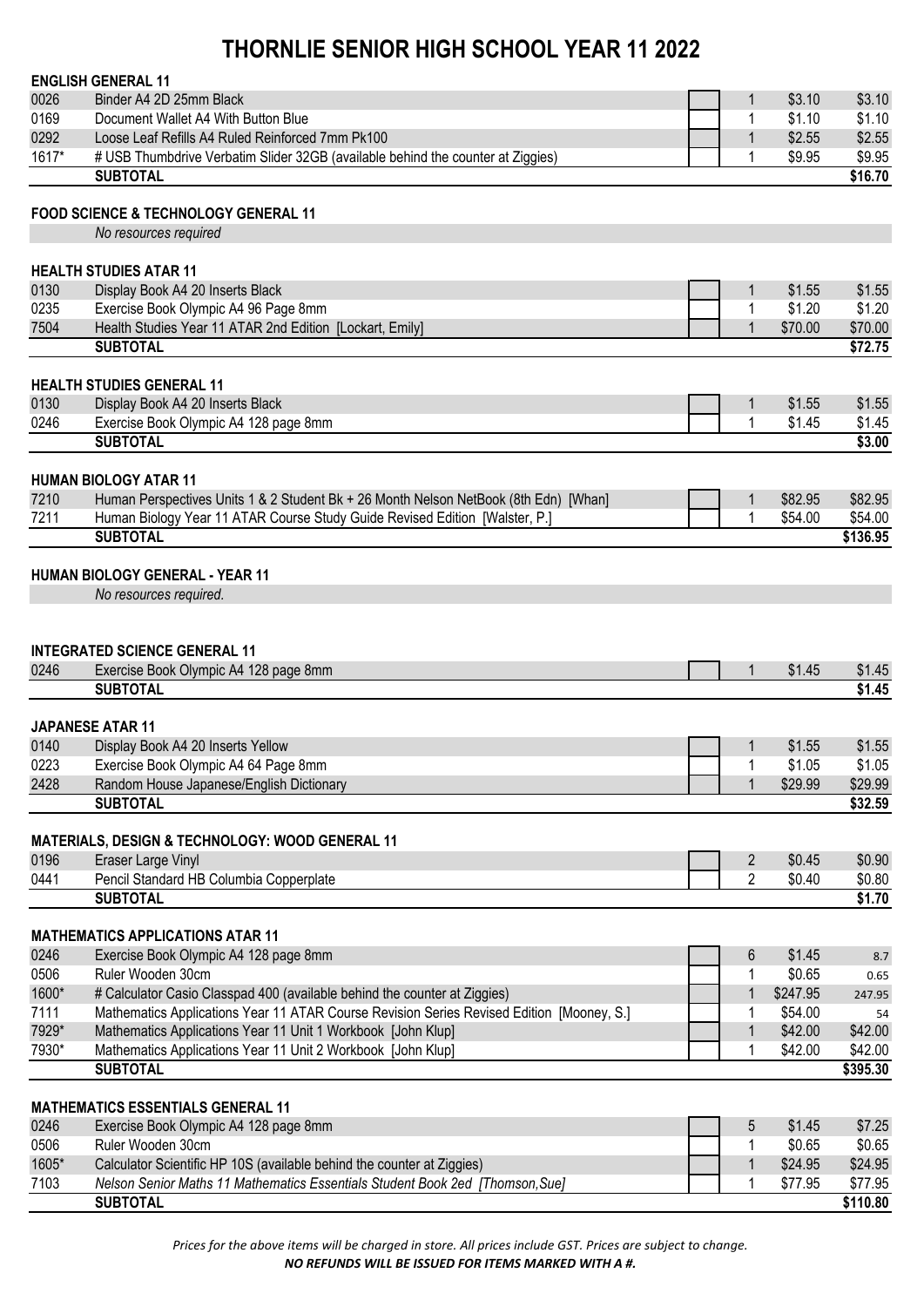# THORNLIE SENIOR HIGH SCHOOL YEAR 11 2022

## ENGLISH GENERAL 11

| Code | Item | | Qty | Price | Total |
|---|---|---|---|---|---|
| 0026 | Binder A4 2D 25mm Black | | 1 | $3.10 | $3.10 |
| 0169 | Document Wallet A4 With Button Blue | | 1 | $1.10 | $1.10 |
| 0292 | Loose Leaf Refills A4 Ruled Reinforced 7mm Pk100 | | 1 | $2.55 | $2.55 |
| 1617* | # USB Thumbdrive Verbatim Slider 32GB (available behind the counter at Ziggies) | | 1 | $9.95 | $9.95 |
| | **SUBTOTAL** | | | | **$16.70** |

## FOOD SCIENCE & TECHNOLOGY GENERAL 11

*No resources required*

## HEALTH STUDIES ATAR 11

| Code | Item | | Qty | Price | Total |
|---|---|---|---|---|---|
| 0130 | Display Book A4 20 Inserts Black | | 1 | $1.55 | $1.55 |
| 0235 | Exercise Book Olympic A4 96 Page 8mm | | 1 | $1.20 | $1.20 |
| 7504 | Health Studies Year 11 ATAR 2nd Edition [Lockart, Emily] | | 1 | $70.00 | $70.00 |
| | **SUBTOTAL** | | | | **$72.75** |

## HEALTH STUDIES GENERAL 11

| Code | Item | | Qty | Price | Total |
|---|---|---|---|---|---|
| 0130 | Display Book A4 20 Inserts Black | | 1 | $1.55 | $1.55 |
| 0246 | Exercise Book Olympic A4 128 page 8mm | | 1 | $1.45 | $1.45 |
| | **SUBTOTAL** | | | | **$3.00** |

## HUMAN BIOLOGY ATAR 11

| Code | Item | | Qty | Price | Total |
|---|---|---|---|---|---|
| 7210 | Human Perspectives Units 1 & 2 Student Bk + 26 Month Nelson NetBook (8th Edn) [Whan] | | 1 | $82.95 | $82.95 |
| 7211 | Human Biology Year 11 ATAR Course Study Guide Revised Edition [Walster, P.] | | 1 | $54.00 | $54.00 |
| | **SUBTOTAL** | | | | **$136.95** |

## HUMAN BIOLOGY GENERAL - YEAR 11

*No resources required.*

## INTEGRATED SCIENCE GENERAL 11

| Code | Item | | Qty | Price | Total |
|---|---|---|---|---|---|
| 0246 | Exercise Book Olympic A4 128 page 8mm | | 1 | $1.45 | $1.45 |
| | **SUBTOTAL** | | | | **$1.45** |

## JAPANESE ATAR 11

| Code | Item | | Qty | Price | Total |
|---|---|---|---|---|---|
| 0140 | Display Book A4 20 Inserts Yellow | | 1 | $1.55 | $1.55 |
| 0223 | Exercise Book Olympic A4 64 Page 8mm | | 1 | $1.05 | $1.05 |
| 2428 | Random House Japanese/English Dictionary | | 1 | $29.99 | $29.99 |
| | **SUBTOTAL** | | | | **$32.59** |

## MATERIALS, DESIGN & TECHNOLOGY: WOOD GENERAL 11

| Code | Item | | Qty | Price | Total |
|---|---|---|---|---|---|
| 0196 | Eraser Large Vinyl | | 2 | $0.45 | $0.90 |
| 0441 | Pencil Standard HB Columbia Copperplate | | 2 | $0.40 | $0.80 |
| | **SUBTOTAL** | | | | **$1.70** |

## MATHEMATICS APPLICATIONS ATAR 11

| Code | Item | | Qty | Price | Total |
|---|---|---|---|---|---|
| 0246 | Exercise Book Olympic A4 128 page 8mm | | 6 | $1.45 | 8.7 |
| 0506 | Ruler Wooden 30cm | | 1 | $0.65 | 0.65 |
| 1600* | # Calculator Casio Classpad 400 (available behind the counter at Ziggies) | | 1 | $247.95 | 247.95 |
| 7111 | Mathematics Applications Year 11 ATAR Course Revision Series Revised Edition [Mooney, S.] | | 1 | $54.00 | 54 |
| 7929* | Mathematics Applications Year 11 Unit 1 Workbook [John Klup] | | 1 | $42.00 | $42.00 |
| 7930* | Mathematics Applications Year 11 Unit 2 Workbook [John Klup] | | 1 | $42.00 | $42.00 |
| | **SUBTOTAL** | | | | **$395.30** |

## MATHEMATICS ESSENTIALS GENERAL 11

| Code | Item | | Qty | Price | Total |
|---|---|---|---|---|---|
| 0246 | Exercise Book Olympic A4 128 page 8mm | | 5 | $1.45 | $7.25 |
| 0506 | Ruler Wooden 30cm | | 1 | $0.65 | $0.65 |
| 1605* | Calculator Scientific HP 10S (available behind the counter at Ziggies) | | 1 | $24.95 | $24.95 |
| 7103 | *Nelson Senior Maths 11 Mathematics Essentials Student Book 2ed [Thomson,Sue]* | | 1 | $77.95 | $77.95 |
| | **SUBTOTAL** | | | | **$110.80** |

*Prices for the above items will be charged in store. All prices include GST. Prices are subject to change.*

***NO REFUNDS WILL BE ISSUED FOR ITEMS MARKED WITH A #.***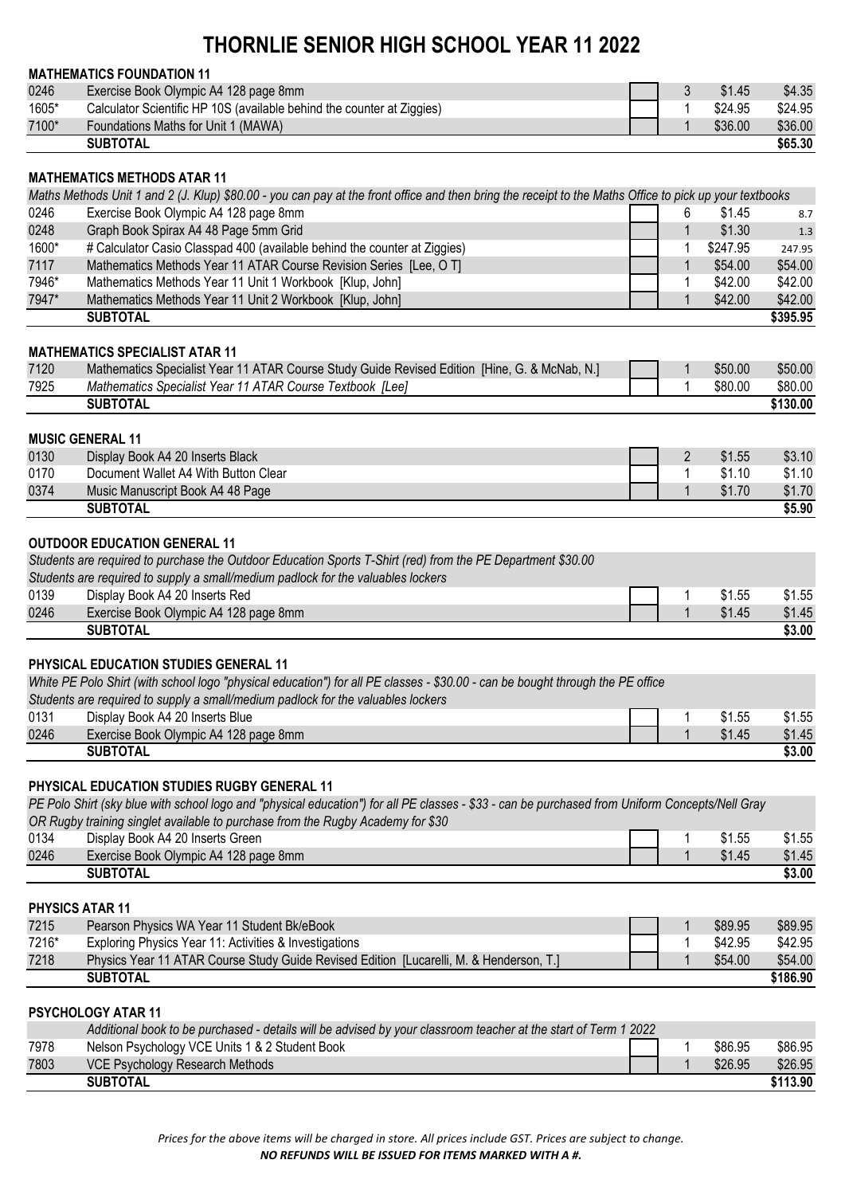# THORNLIE SENIOR HIGH SCHOOL YEAR 11 2022

### MATHEMATICS FOUNDATION 11

| Code | Item | | Qty | Price | Total |
|---|---|---|---|---|---|
| 0246 | Exercise Book Olympic A4 128 page 8mm | | 3 | $1.45 | $4.35 |
| 1605* | Calculator Scientific HP 10S (available behind the counter at Ziggies) | | 1 | $24.95 | $24.95 |
| 7100* | Foundations Maths for Unit 1 (MAWA) | | 1 | $36.00 | $36.00 |
| | **SUBTOTAL** | | | | **$65.30** |

### MATHEMATICS METHODS ATAR 11

*Maths Methods Unit 1 and 2 (J. Klup) $80.00 - you can pay at the front office and then bring the receipt to the Maths Office to pick up your textbooks*

| Code | Item | | Qty | Price | Total |
|---|---|---|---|---|---|
| 0246 | Exercise Book Olympic A4 128 page 8mm | | 6 | $1.45 | 8.7 |
| 0248 | Graph Book Spirax A4 48 Page 5mm Grid | | 1 | $1.30 | 1.3 |
| 1600* | # Calculator Casio Classpad 400 (available behind the counter at Ziggies) | | 1 | $247.95 | 247.95 |
| 7117 | Mathematics Methods Year 11 ATAR Course Revision Series [Lee, O T] | | 1 | $54.00 | $54.00 |
| 7946* | Mathematics Methods Year 11 Unit 1 Workbook [Klup, John] | | 1 | $42.00 | $42.00 |
| 7947* | Mathematics Methods Year 11 Unit 2 Workbook [Klup, John] | | 1 | $42.00 | $42.00 |
| | **SUBTOTAL** | | | | **$395.95** |

### MATHEMATICS SPECIALIST ATAR 11

| Code | Item | | Qty | Price | Total |
|---|---|---|---|---|---|
| 7120 | Mathematics Specialist Year 11 ATAR Course Study Guide Revised Edition [Hine, G. & McNab, N.] | | 1 | $50.00 | $50.00 |
| 7925 | *Mathematics Specialist Year 11 ATAR Course Textbook [Lee]* | | 1 | $80.00 | $80.00 |
| | **SUBTOTAL** | | | | **$130.00** |

### MUSIC GENERAL 11

| Code | Item | | Qty | Price | Total |
|---|---|---|---|---|---|
| 0130 | Display Book A4 20 Inserts Black | | 2 | $1.55 | $3.10 |
| 0170 | Document Wallet A4 With Button Clear | | 1 | $1.10 | $1.10 |
| 0374 | Music Manuscript Book A4 48 Page | | 1 | $1.70 | $1.70 |
| | **SUBTOTAL** | | | | **$5.90** |

### OUTDOOR EDUCATION GENERAL 11

*Students are required to purchase the Outdoor Education Sports T-Shirt (red) from the PE Department $30.00*

*Students are required to supply a small/medium padlock for the valuables lockers*

| Code | Item | | Qty | Price | Total |
|---|---|---|---|---|---|
| 0139 | Display Book A4 20 Inserts Red | | 1 | $1.55 | $1.55 |
| 0246 | Exercise Book Olympic A4 128 page 8mm | | 1 | $1.45 | $1.45 |
| | **SUBTOTAL** | | | | **$3.00** |

### PHYSICAL EDUCATION STUDIES GENERAL 11

*White PE Polo Shirt (with school logo "physical education") for all PE classes - $30.00 - can be bought through the PE office*

*Students are required to supply a small/medium padlock for the valuables lockers*

| Code | Item | | Qty | Price | Total |
|---|---|---|---|---|---|
| 0131 | Display Book A4 20 Inserts Blue | | 1 | $1.55 | $1.55 |
| 0246 | Exercise Book Olympic A4 128 page 8mm | | 1 | $1.45 | $1.45 |
| | **SUBTOTAL** | | | | **$3.00** |

### PHYSICAL EDUCATION STUDIES RUGBY GENERAL 11

*PE Polo Shirt (sky blue with school logo and "physical education") for all PE classes - $33 - can be purchased from Uniform Concepts/Nell Gray*

*OR Rugby training singlet available to purchase from the Rugby Academy for $30*

| Code | Item | | Qty | Price | Total |
|---|---|---|---|---|---|
| 0134 | Display Book A4 20 Inserts Green | | 1 | $1.55 | $1.55 |
| 0246 | Exercise Book Olympic A4 128 page 8mm | | 1 | $1.45 | $1.45 |
| | **SUBTOTAL** | | | | **$3.00** |

### PHYSICS ATAR 11

| Code | Item | | Qty | Price | Total |
|---|---|---|---|---|---|
| 7215 | Pearson Physics WA Year 11 Student Bk/eBook | | 1 | $89.95 | $89.95 |
| 7216* | Exploring Physics Year 11: Activities & Investigations | | 1 | $42.95 | $42.95 |
| 7218 | Physics Year 11 ATAR Course Study Guide Revised Edition [Lucarelli, M. & Henderson, T.] | | 1 | $54.00 | $54.00 |
| | **SUBTOTAL** | | | | **$186.90** |

### PSYCHOLOGY ATAR 11

*Additional book to be purchased - details will be advised by your classroom teacher at the start of Term 1 2022*

| Code | Item | | Qty | Price | Total |
|---|---|---|---|---|---|
| 7978 | Nelson Psychology VCE Units 1 & 2 Student Book | | 1 | $86.95 | $86.95 |
| 7803 | VCE Psychology Research Methods | | 1 | $26.95 | $26.95 |
| | **SUBTOTAL** | | | | **$113.90** |

*Prices for the above items will be charged in store. All prices include GST. Prices are subject to change.*

***NO REFUNDS WILL BE ISSUED FOR ITEMS MARKED WITH A #.***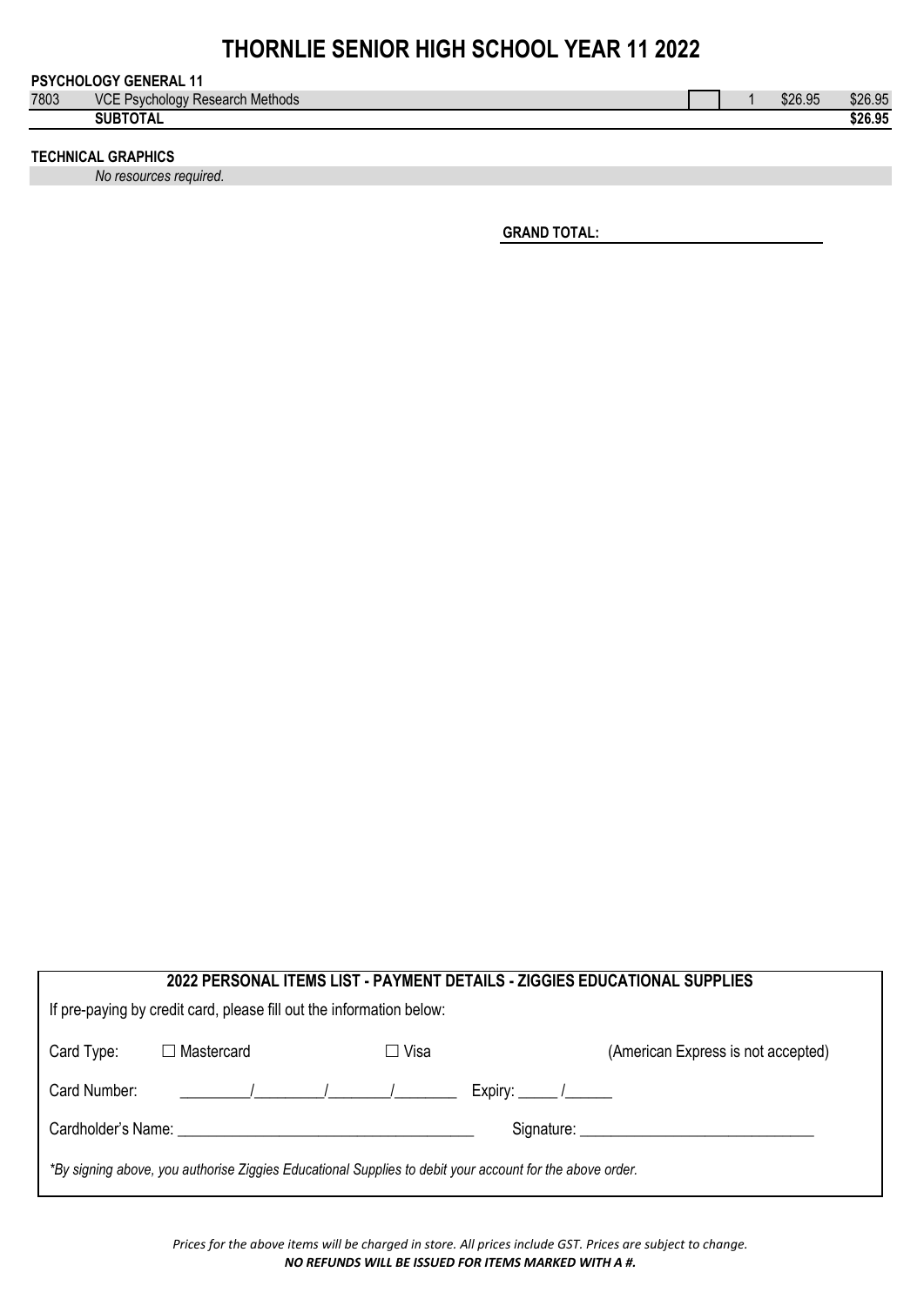# THORNLIE SENIOR HIGH SCHOOL YEAR 11 2022

**PSYCHOLOGY GENERAL 11**

| | | | | | |
|---|---|---|---|---|---|
| 7803 | VCE Psychology Research Methods | | 1 | $26.95 | $26.95 |
| | **SUBTOTAL** | | | | **$26.95** |

**TECHNICAL GRAPHICS**

*No resources required.*

**GRAND TOTAL:** ______________________________

**2022 PERSONAL ITEMS LIST - PAYMENT DETAILS - ZIGGIES EDUCATIONAL SUPPLIES**

If pre-paying by credit card, please fill out the information below:

Card Type: ☐ Mastercard ☐ Visa (American Express is not accepted)

Card Number: _________/_________/________/________ Expiry: _____ /______

Cardholder's Name: ______________________________________ Signature: ______________________________

*By signing above, you authorise Ziggies Educational Supplies to debit your account for the above order.

*Prices for the above items will be charged in store. All prices include GST. Prices are subject to change.*

***NO REFUNDS WILL BE ISSUED FOR ITEMS MARKED WITH A #.***